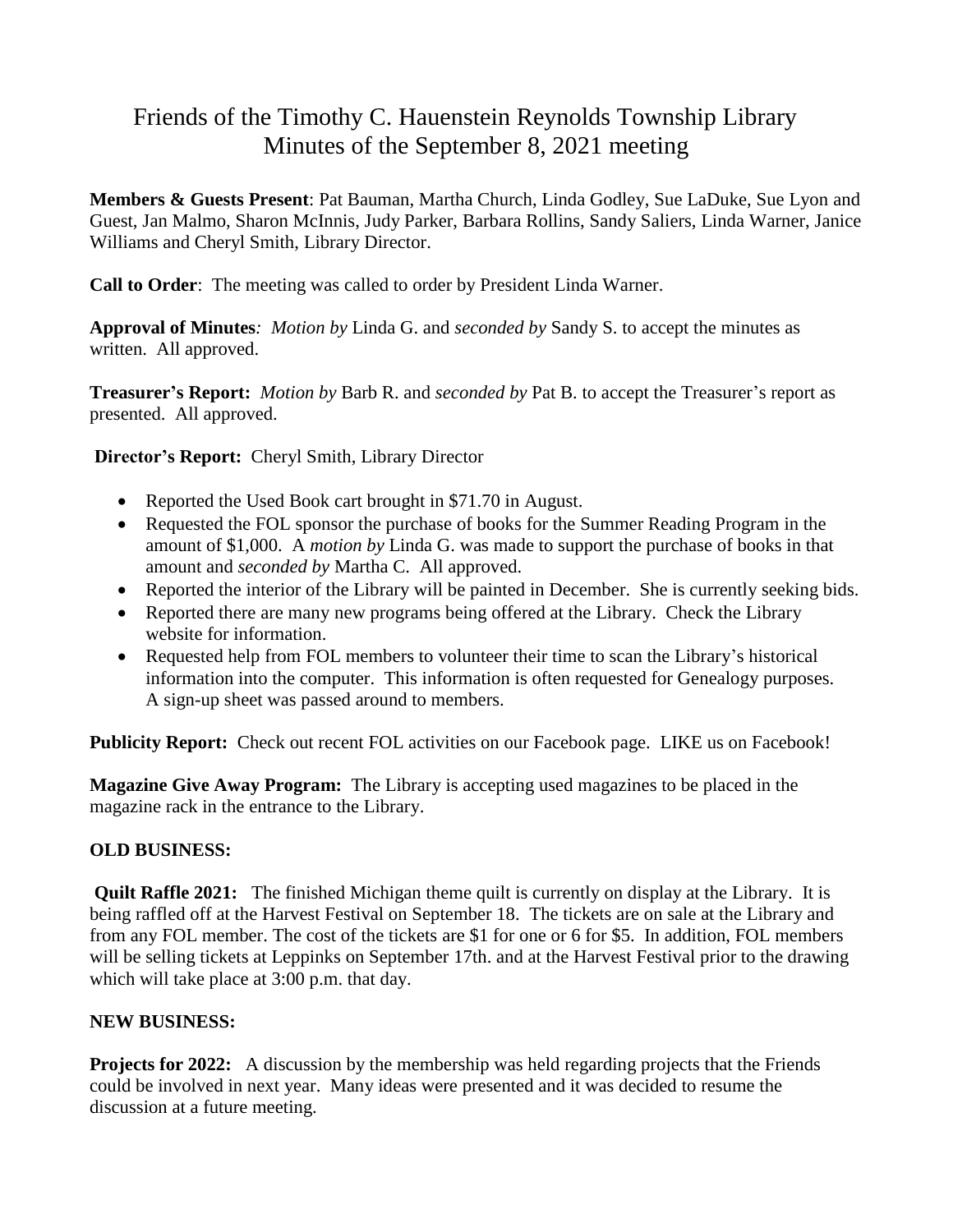# Friends of the Timothy C. Hauenstein Reynolds Township Library
## Minutes of the September 8, 2021 meeting

**Members & Guests Present**: Pat Bauman, Martha Church, Linda Godley, Sue LaDuke, Sue Lyon and Guest, Jan Malmo, Sharon McInnis, Judy Parker, Barbara Rollins, Sandy Saliers, Linda Warner, Janice Williams and Cheryl Smith, Library Director.

**Call to Order**: The meeting was called to order by President Linda Warner.

**Approval of Minutes***:* *Motion by* Linda G. and *seconded by* Sandy S. to accept the minutes as written. All approved.

**Treasurer's Report:** *Motion by* Barb R. and *seconded by* Pat B. to accept the Treasurer's report as presented. All approved.

**Director's Report:** Cheryl Smith, Library Director

- Reported the Used Book cart brought in $71.70 in August.
- Requested the FOL sponsor the purchase of books for the Summer Reading Program in the amount of $1,000. A *motion by* Linda G. was made to support the purchase of books in that amount and *seconded by* Martha C. All approved.
- Reported the interior of the Library will be painted in December. She is currently seeking bids.
- Reported there are many new programs being offered at the Library. Check the Library website for information.
- Requested help from FOL members to volunteer their time to scan the Library's historical information into the computer. This information is often requested for Genealogy purposes. A sign-up sheet was passed around to members.

**Publicity Report:** Check out recent FOL activities on our Facebook page. LIKE us on Facebook!

**Magazine Give Away Program:** The Library is accepting used magazines to be placed in the magazine rack in the entrance to the Library.

**OLD BUSINESS:**

**Quilt Raffle 2021:** The finished Michigan theme quilt is currently on display at the Library. It is being raffled off at the Harvest Festival on September 18. The tickets are on sale at the Library and from any FOL member. The cost of the tickets are $1 for one or 6 for $5. In addition, FOL members will be selling tickets at Leppinks on September 17th. and at the Harvest Festival prior to the drawing which will take place at 3:00 p.m. that day.

**NEW BUSINESS:**

**Projects for 2022:** A discussion by the membership was held regarding projects that the Friends could be involved in next year. Many ideas were presented and it was decided to resume the discussion at a future meeting.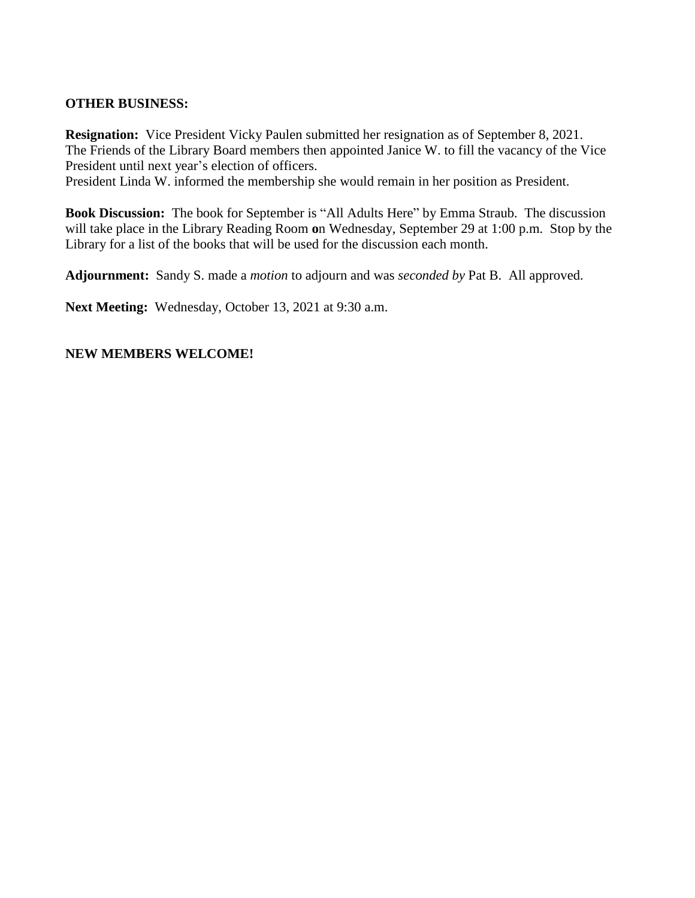**OTHER BUSINESS:**

**Resignation:** Vice President Vicky Paulen submitted her resignation as of September 8, 2021. The Friends of the Library Board members then appointed Janice W. to fill the vacancy of the Vice President until next year's election of officers.
President Linda W. informed the membership she would remain in her position as President.

**Book Discussion:** The book for September is "All Adults Here" by Emma Straub. The discussion will take place in the Library Reading Room on Wednesday, September 29 at 1:00 p.m. Stop by the Library for a list of the books that will be used for the discussion each month.

**Adjournment:** Sandy S. made a *motion* to adjourn and was *seconded by* Pat B. All approved.

**Next Meeting:** Wednesday, October 13, 2021 at 9:30 a.m.

**NEW MEMBERS WELCOME!**